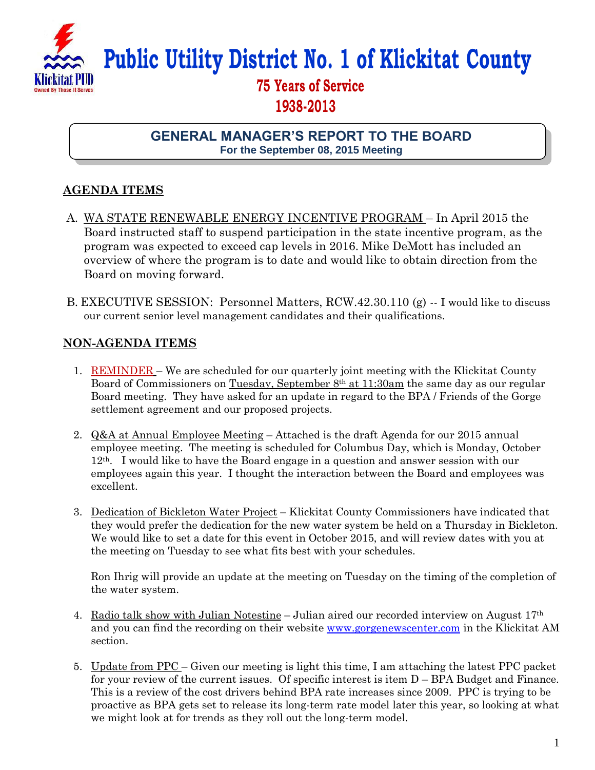# Public Utility District No. 1 of Klickitat County

**75 Years of Service**
**1938-2013**

## GENERAL MANAGER'S REPORT TO THE BOARD
**For the September 08, 2015 Meeting**

## AGENDA ITEMS

A. WA STATE RENEWABLE ENERGY INCENTIVE PROGRAM – In April 2015 the Board instructed staff to suspend participation in the state incentive program, as the program was expected to exceed cap levels in 2016. Mike DeMott has included an overview of where the program is to date and would like to obtain direction from the Board on moving forward.

B. EXECUTIVE SESSION: Personnel Matters, RCW.42.30.110 (g) -- I would like to discuss our current senior level management candidates and their qualifications.

## NON-AGENDA ITEMS

1. REMINDER – We are scheduled for our quarterly joint meeting with the Klickitat County Board of Commissioners on Tuesday, September 8th at 11:30am the same day as our regular Board meeting. They have asked for an update in regard to the BPA / Friends of the Gorge settlement agreement and our proposed projects.

2. Q&A at Annual Employee Meeting – Attached is the draft Agenda for our 2015 annual employee meeting. The meeting is scheduled for Columbus Day, which is Monday, October 12th. I would like to have the Board engage in a question and answer session with our employees again this year. I thought the interaction between the Board and employees was excellent.

3. Dedication of Bickleton Water Project – Klickitat County Commissioners have indicated that they would prefer the dedication for the new water system be held on a Thursday in Bickleton. We would like to set a date for this event in October 2015, and will review dates with you at the meeting on Tuesday to see what fits best with your schedules.

   Ron Ihrig will provide an update at the meeting on Tuesday on the timing of the completion of the water system.

4. Radio talk show with Julian Notestine – Julian aired our recorded interview on August 17th and you can find the recording on their website www.gorgenewscenter.com in the Klickitat AM section.

5. Update from PPC – Given our meeting is light this time, I am attaching the latest PPC packet for your review of the current issues. Of specific interest is item D – BPA Budget and Finance. This is a review of the cost drivers behind BPA rate increases since 2009. PPC is trying to be proactive as BPA gets set to release its long-term rate model later this year, so looking at what we might look at for trends as they roll out the long-term model.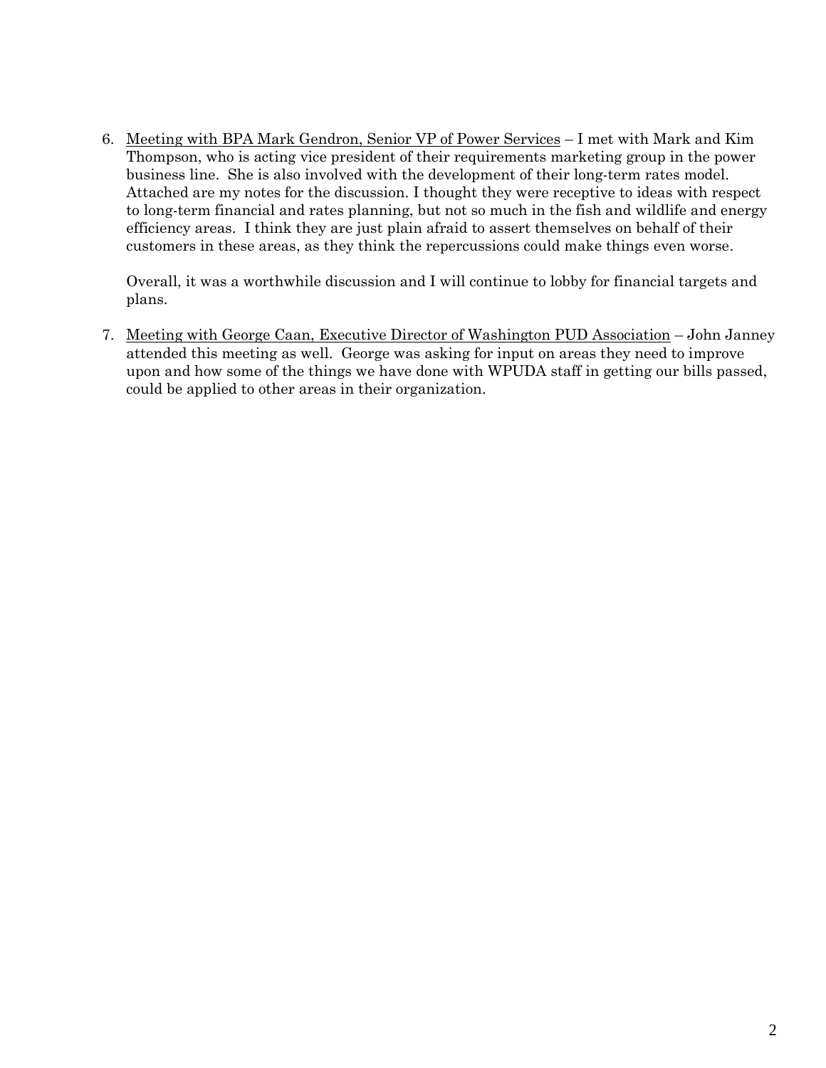6. <u>Meeting with BPA Mark Gendron, Senior VP of Power Services</u> – I met with Mark and Kim Thompson, who is acting vice president of their requirements marketing group in the power business line. She is also involved with the development of their long-term rates model. Attached are my notes for the discussion. I thought they were receptive to ideas with respect to long-term financial and rates planning, but not so much in the fish and wildlife and energy efficiency areas. I think they are just plain afraid to assert themselves on behalf of their customers in these areas, as they think the repercussions could make things even worse.

   Overall, it was a worthwhile discussion and I will continue to lobby for financial targets and plans.

7. <u>Meeting with George Caan, Executive Director of Washington PUD Association</u> – John Janney attended this meeting as well. George was asking for input on areas they need to improve upon and how some of the things we have done with WPUDA staff in getting our bills passed, could be applied to other areas in their organization.